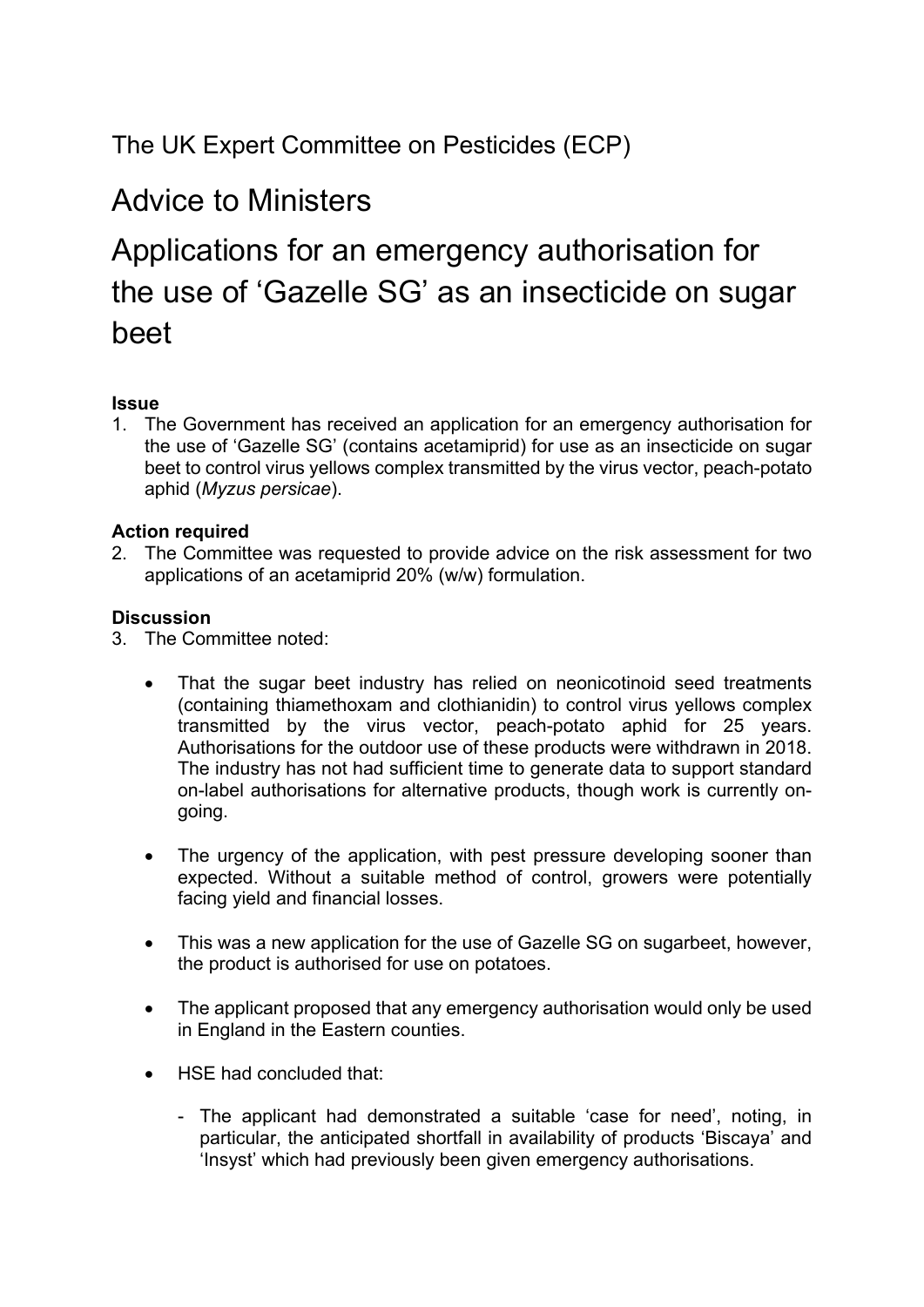The UK Expert Committee on Pesticides (ECP)

# Advice to Ministers

# Applications for an emergency authorisation for the use of 'Gazelle SG' as an insecticide on sugar beet

**Issue**

1. The Government has received an application for an emergency authorisation for the use of 'Gazelle SG' (contains acetamiprid) for use as an insecticide on sugar beet to control virus yellows complex transmitted by the virus vector, peach-potato aphid (*Myzus persicae*).

**Action required**

2. The Committee was requested to provide advice on the risk assessment for two applications of an acetamiprid 20% (w/w) formulation.

**Discussion**

3. The Committee noted:

   - That the sugar beet industry has relied on neonicotinoid seed treatments (containing thiamethoxam and clothianidin) to control virus yellows complex transmitted by the virus vector, peach-potato aphid for 25 years. Authorisations for the outdoor use of these products were withdrawn in 2018. The industry has not had sufficient time to generate data to support standard on-label authorisations for alternative products, though work is currently on-going.

   - The urgency of the application, with pest pressure developing sooner than expected. Without a suitable method of control, growers were potentially facing yield and financial losses.

   - This was a new application for the use of Gazelle SG on sugarbeet, however, the product is authorised for use on potatoes.

   - The applicant proposed that any emergency authorisation would only be used in England in the Eastern counties.

   - HSE had concluded that:

     - The applicant had demonstrated a suitable 'case for need', noting, in particular, the anticipated shortfall in availability of products 'Biscaya' and 'Insyst' which had previously been given emergency authorisations.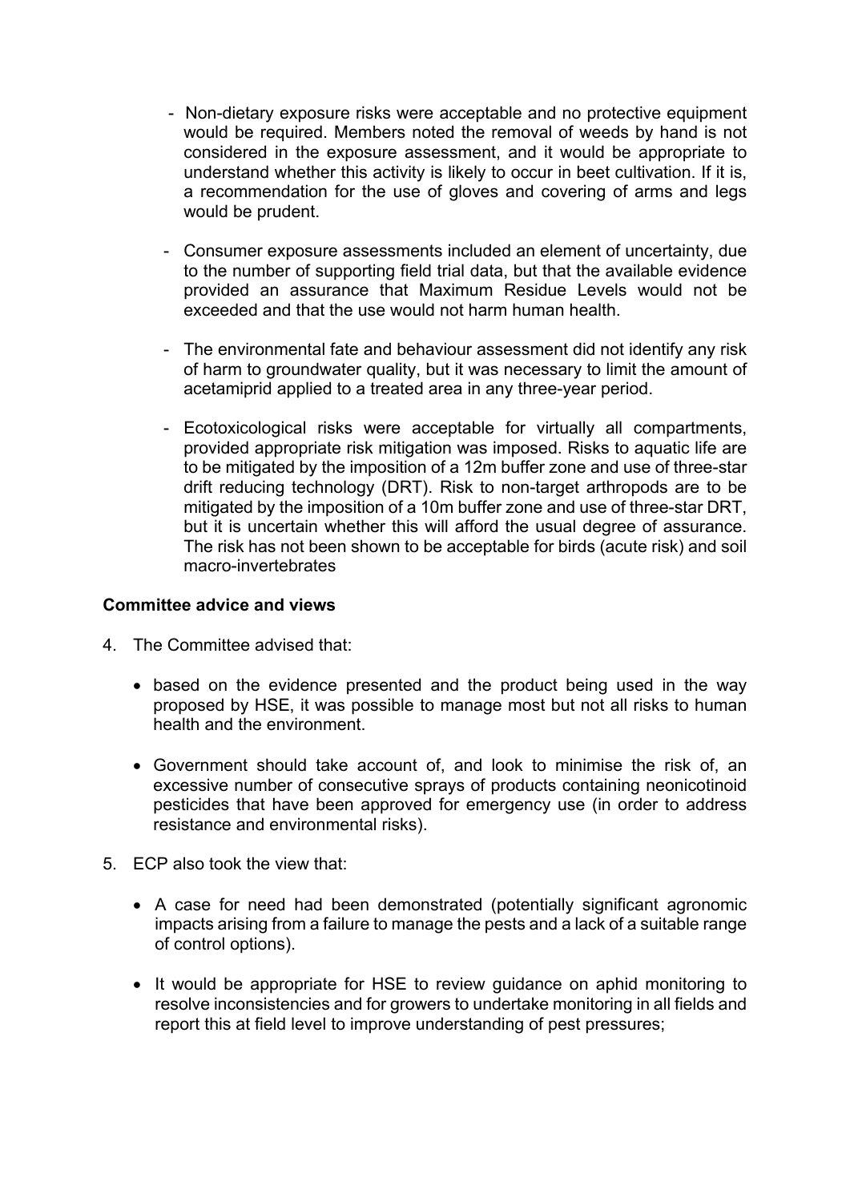- Non-dietary exposure risks were acceptable and no protective equipment would be required. Members noted the removal of weeds by hand is not considered in the exposure assessment, and it would be appropriate to understand whether this activity is likely to occur in beet cultivation. If it is, a recommendation for the use of gloves and covering of arms and legs would be prudent.

- Consumer exposure assessments included an element of uncertainty, due to the number of supporting field trial data, but that the available evidence provided an assurance that Maximum Residue Levels would not be exceeded and that the use would not harm human health.

- The environmental fate and behaviour assessment did not identify any risk of harm to groundwater quality, but it was necessary to limit the amount of acetamiprid applied to a treated area in any three-year period.

- Ecotoxicological risks were acceptable for virtually all compartments, provided appropriate risk mitigation was imposed. Risks to aquatic life are to be mitigated by the imposition of a 12m buffer zone and use of three-star drift reducing technology (DRT). Risk to non-target arthropods are to be mitigated by the imposition of a 10m buffer zone and use of three-star DRT, but it is uncertain whether this will afford the usual degree of assurance. The risk has not been shown to be acceptable for birds (acute risk) and soil macro-invertebrates

**Committee advice and views**

4. The Committee advised that:

    - based on the evidence presented and the product being used in the way proposed by HSE, it was possible to manage most but not all risks to human health and the environment.

    - Government should take account of, and look to minimise the risk of, an excessive number of consecutive sprays of products containing neonicotinoid pesticides that have been approved for emergency use (in order to address resistance and environmental risks).

5. ECP also took the view that:

    - A case for need had been demonstrated (potentially significant agronomic impacts arising from a failure to manage the pests and a lack of a suitable range of control options).

    - It would be appropriate for HSE to review guidance on aphid monitoring to resolve inconsistencies and for growers to undertake monitoring in all fields and report this at field level to improve understanding of pest pressures;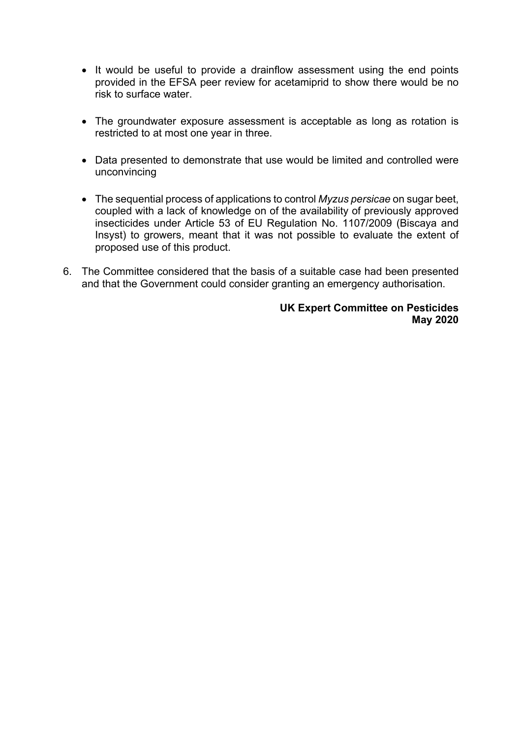- It would be useful to provide a drainflow assessment using the end points provided in the EFSA peer review for acetamiprid to show there would be no risk to surface water.

- The groundwater exposure assessment is acceptable as long as rotation is restricted to at most one year in three.

- Data presented to demonstrate that use would be limited and controlled were unconvincing

- The sequential process of applications to control *Myzus persicae* on sugar beet, coupled with a lack of knowledge on of the availability of previously approved insecticides under Article 53 of EU Regulation No. 1107/2009 (Biscaya and Insyst) to growers, meant that it was not possible to evaluate the extent of proposed use of this product.

6. The Committee considered that the basis of a suitable case had been presented and that the Government could consider granting an emergency authorisation.

**UK Expert Committee on Pesticides**
**May 2020**